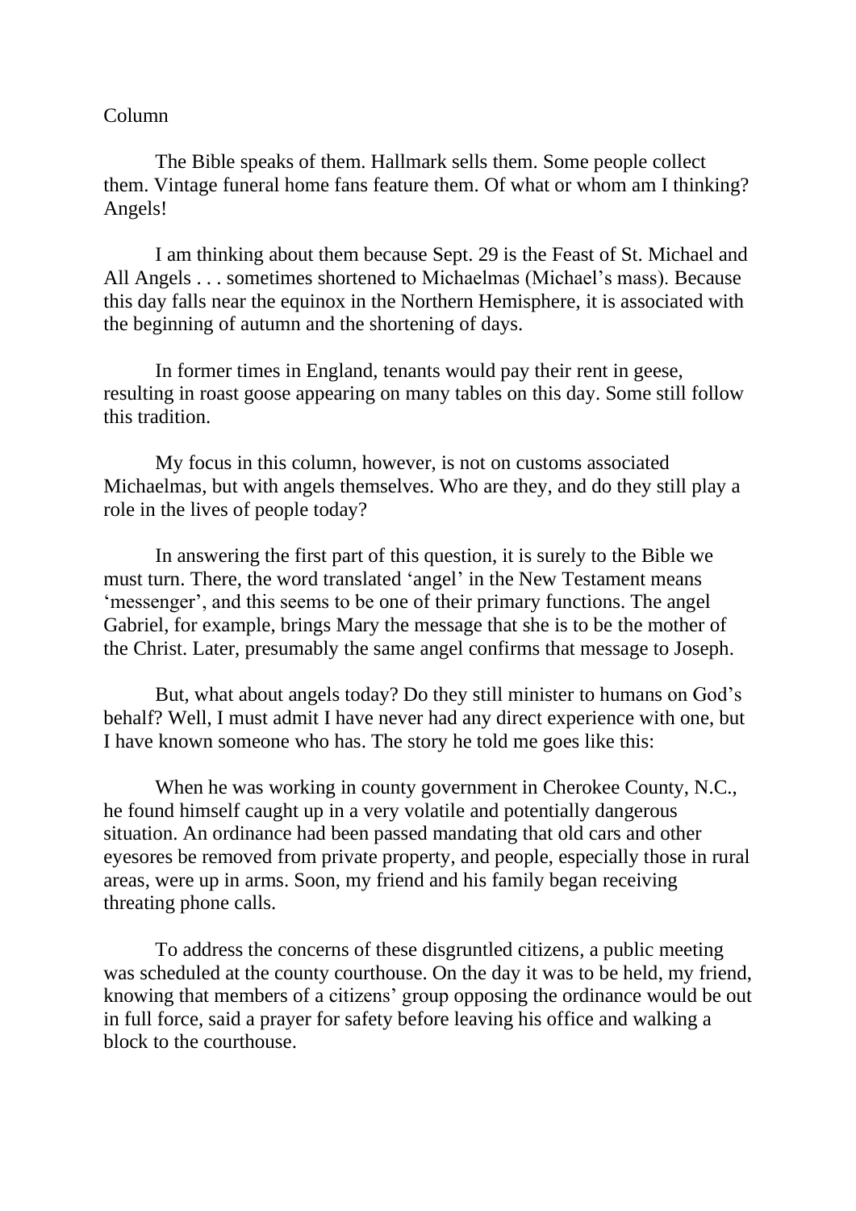Column

The Bible speaks of them. Hallmark sells them. Some people collect them. Vintage funeral home fans feature them. Of what or whom am I thinking? Angels!

I am thinking about them because Sept. 29 is the Feast of St. Michael and All Angels . . . sometimes shortened to Michaelmas (Michael's mass). Because this day falls near the equinox in the Northern Hemisphere, it is associated with the beginning of autumn and the shortening of days.

In former times in England, tenants would pay their rent in geese, resulting in roast goose appearing on many tables on this day. Some still follow this tradition.

My focus in this column, however, is not on customs associated Michaelmas, but with angels themselves. Who are they, and do they still play a role in the lives of people today?

In answering the first part of this question, it is surely to the Bible we must turn. There, the word translated 'angel' in the New Testament means 'messenger', and this seems to be one of their primary functions. The angel Gabriel, for example, brings Mary the message that she is to be the mother of the Christ. Later, presumably the same angel confirms that message to Joseph.

But, what about angels today? Do they still minister to humans on God's behalf? Well, I must admit I have never had any direct experience with one, but I have known someone who has. The story he told me goes like this:

When he was working in county government in Cherokee County, N.C., he found himself caught up in a very volatile and potentially dangerous situation. An ordinance had been passed mandating that old cars and other eyesores be removed from private property, and people, especially those in rural areas, were up in arms. Soon, my friend and his family began receiving threating phone calls.

To address the concerns of these disgruntled citizens, a public meeting was scheduled at the county courthouse. On the day it was to be held, my friend, knowing that members of a citizens' group opposing the ordinance would be out in full force, said a prayer for safety before leaving his office and walking a block to the courthouse.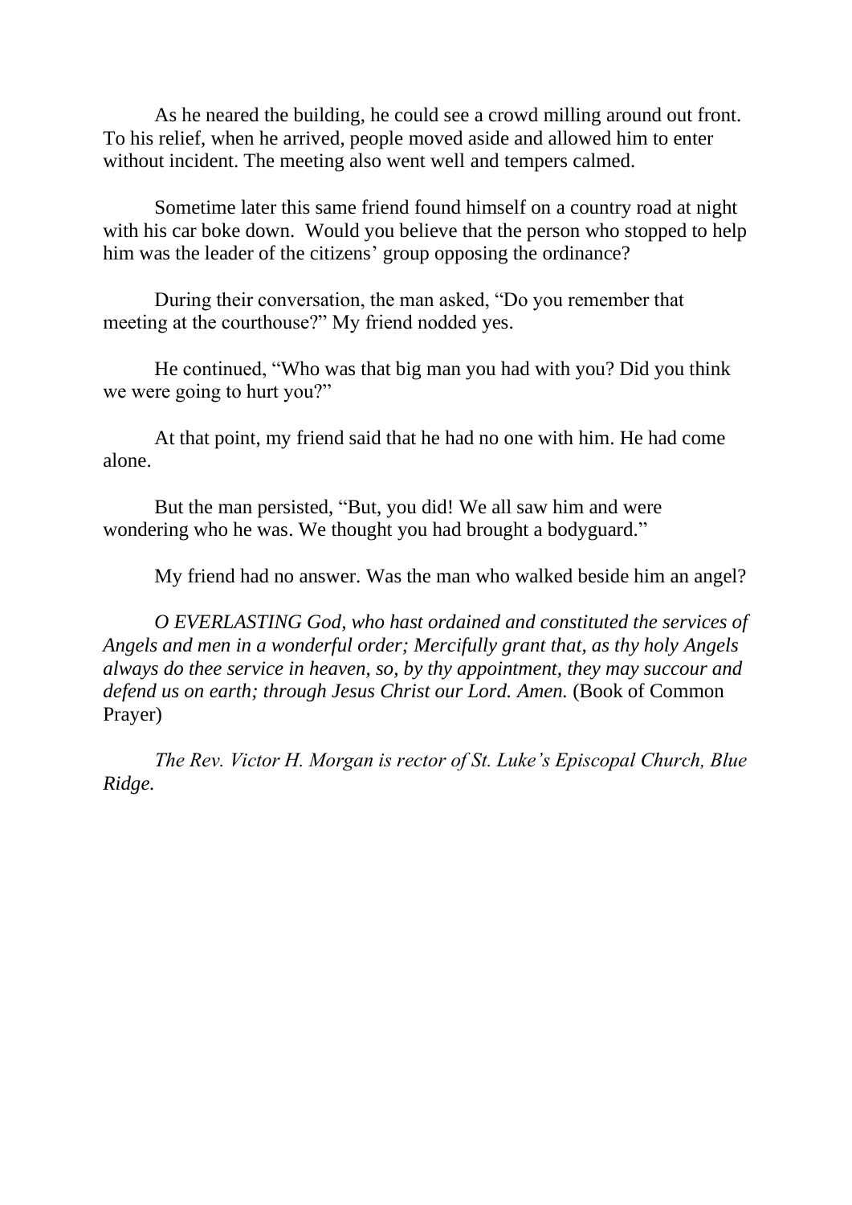As he neared the building, he could see a crowd milling around out front. To his relief, when he arrived, people moved aside and allowed him to enter without incident. The meeting also went well and tempers calmed.

Sometime later this same friend found himself on a country road at night with his car boke down.  Would you believe that the person who stopped to help him was the leader of the citizens' group opposing the ordinance?

During their conversation, the man asked, "Do you remember that meeting at the courthouse?" My friend nodded yes.

He continued, "Who was that big man you had with you? Did you think we were going to hurt you?"

At that point, my friend said that he had no one with him. He had come alone.

But the man persisted, "But, you did! We all saw him and were wondering who he was. We thought you had brought a bodyguard."

My friend had no answer. Was the man who walked beside him an angel?

*O EVERLASTING God, who hast ordained and constituted the services of Angels and men in a wonderful order; Mercifully grant that, as thy holy Angels always do thee service in heaven, so, by thy appointment, they may succour and defend us on earth; through Jesus Christ our Lord. Amen.* (Book of Common Prayer)

*The Rev. Victor H. Morgan is rector of St. Luke's Episcopal Church, Blue Ridge.*